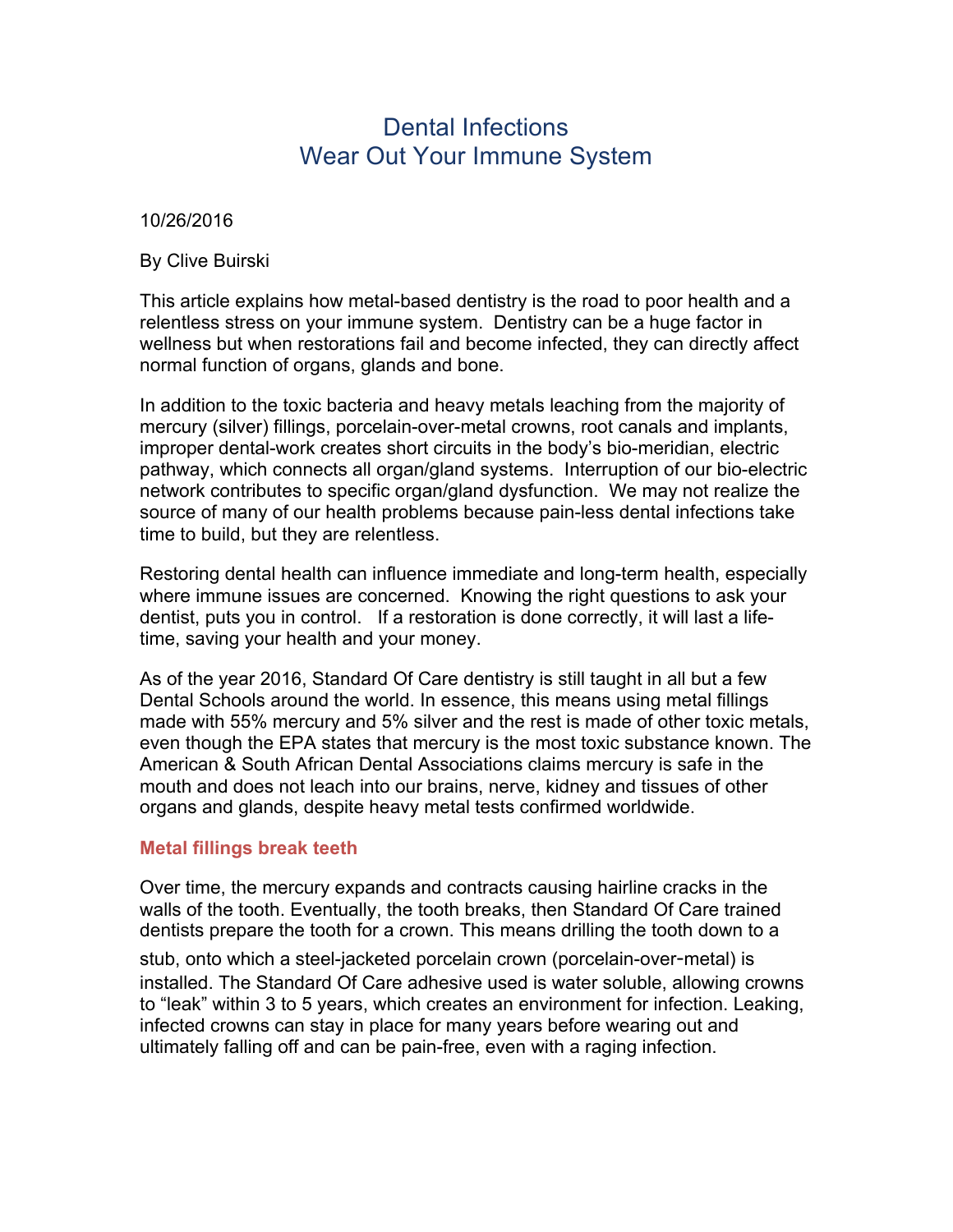# Dental Infections
# Wear Out Your Immune System

10/26/2016

By Clive Buirski

This article explains how metal-based dentistry is the road to poor health and a relentless stress on your immune system. Dentistry can be a huge factor in wellness but when restorations fail and become infected, they can directly affect normal function of organs, glands and bone.

In addition to the toxic bacteria and heavy metals leaching from the majority of mercury (silver) fillings, porcelain-over-metal crowns, root canals and implants, improper dental-work creates short circuits in the body's bio-meridian, electric pathway, which connects all organ/gland systems. Interruption of our bio-electric network contributes to specific organ/gland dysfunction. We may not realize the source of many of our health problems because pain-less dental infections take time to build, but they are relentless.

Restoring dental health can influence immediate and long-term health, especially where immune issues are concerned. Knowing the right questions to ask your dentist, puts you in control. If a restoration is done correctly, it will last a life-time, saving your health and your money.

As of the year 2016, Standard Of Care dentistry is still taught in all but a few Dental Schools around the world. In essence, this means using metal fillings made with 55% mercury and 5% silver and the rest is made of other toxic metals, even though the EPA states that mercury is the most toxic substance known. The American & South African Dental Associations claims mercury is safe in the mouth and does not leach into our brains, nerve, kidney and tissues of other organs and glands, despite heavy metal tests confirmed worldwide.

### Metal fillings break teeth

Over time, the mercury expands and contracts causing hairline cracks in the walls of the tooth. Eventually, the tooth breaks, then Standard Of Care trained dentists prepare the tooth for a crown. This means drilling the tooth down to a stub, onto which a steel-jacketed porcelain crown (porcelain-over-metal) is installed. The Standard Of Care adhesive used is water soluble, allowing crowns to "leak" within 3 to 5 years, which creates an environment for infection. Leaking, infected crowns can stay in place for many years before wearing out and ultimately falling off and can be pain-free, even with a raging infection.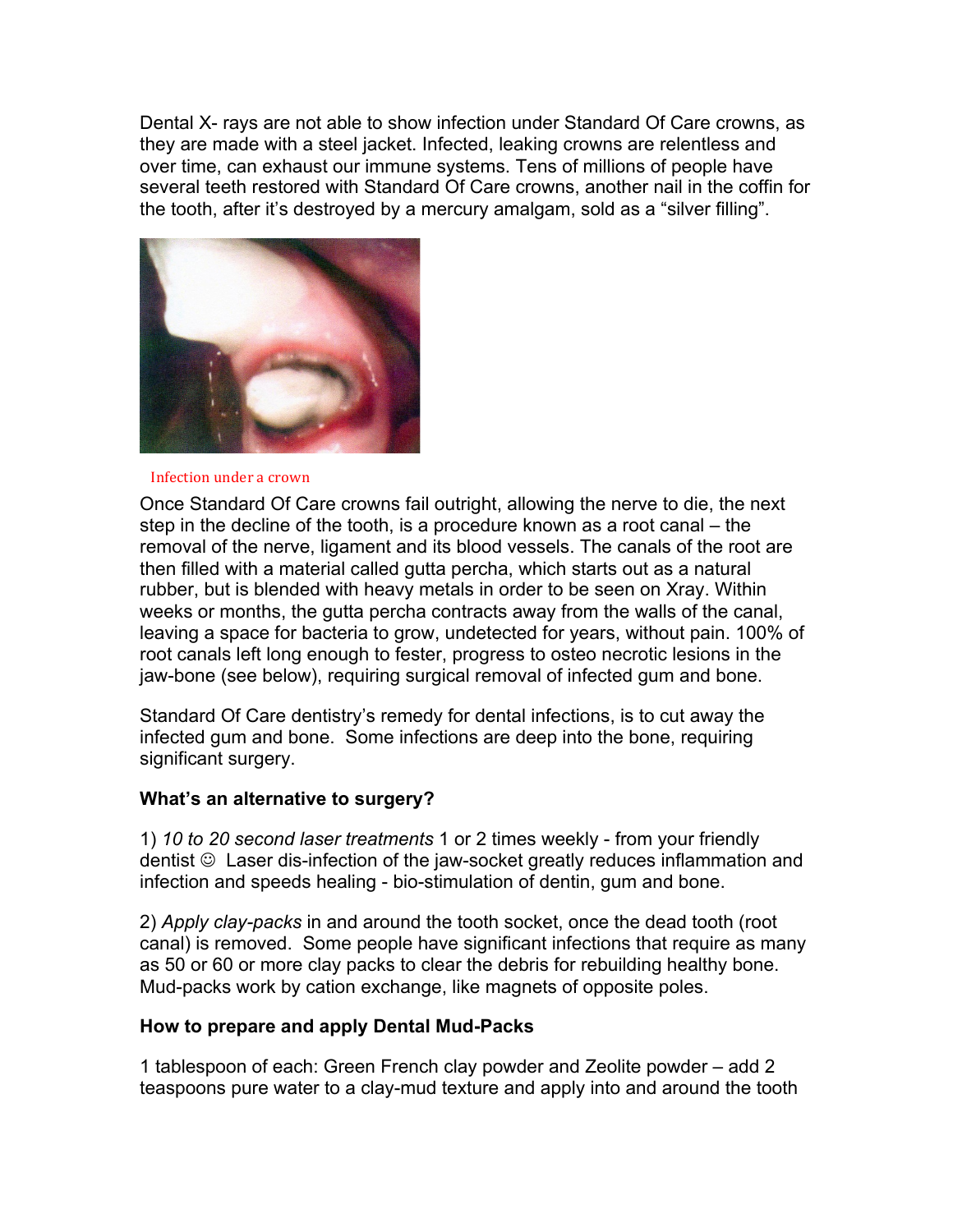Dental X- rays are not able to show infection under Standard Of Care crowns, as they are made with a steel jacket. Infected, leaking crowns are relentless and over time, can exhaust our immune systems. Tens of millions of people have several teeth restored with Standard Of Care crowns, another nail in the coffin for the tooth, after it's destroyed by a mercury amalgam, sold as a "silver filling".

Infection under a crown

Once Standard Of Care crowns fail outright, allowing the nerve to die, the next step in the decline of the tooth, is a procedure known as a root canal – the removal of the nerve, ligament and its blood vessels. The canals of the root are then filled with a material called gutta percha, which starts out as a natural rubber, but is blended with heavy metals in order to be seen on Xray. Within weeks or months, the gutta percha contracts away from the walls of the canal, leaving a space for bacteria to grow, undetected for years, without pain. 100% of root canals left long enough to fester, progress to osteo necrotic lesions in the jaw-bone (see below), requiring surgical removal of infected gum and bone.

Standard Of Care dentistry's remedy for dental infections, is to cut away the infected gum and bone. Some infections are deep into the bone, requiring significant surgery.

**What's an alternative to surgery?**

1) *10 to 20 second laser treatments* 1 or 2 times weekly - from your friendly dentist ☺ Laser dis-infection of the jaw-socket greatly reduces inflammation and infection and speeds healing - bio-stimulation of dentin, gum and bone.

2) *Apply clay-packs* in and around the tooth socket, once the dead tooth (root canal) is removed. Some people have significant infections that require as many as 50 or 60 or more clay packs to clear the debris for rebuilding healthy bone. Mud-packs work by cation exchange, like magnets of opposite poles.

**How to prepare and apply Dental Mud-Packs**

1 tablespoon of each: Green French clay powder and Zeolite powder – add 2 teaspoons pure water to a clay-mud texture and apply into and around the tooth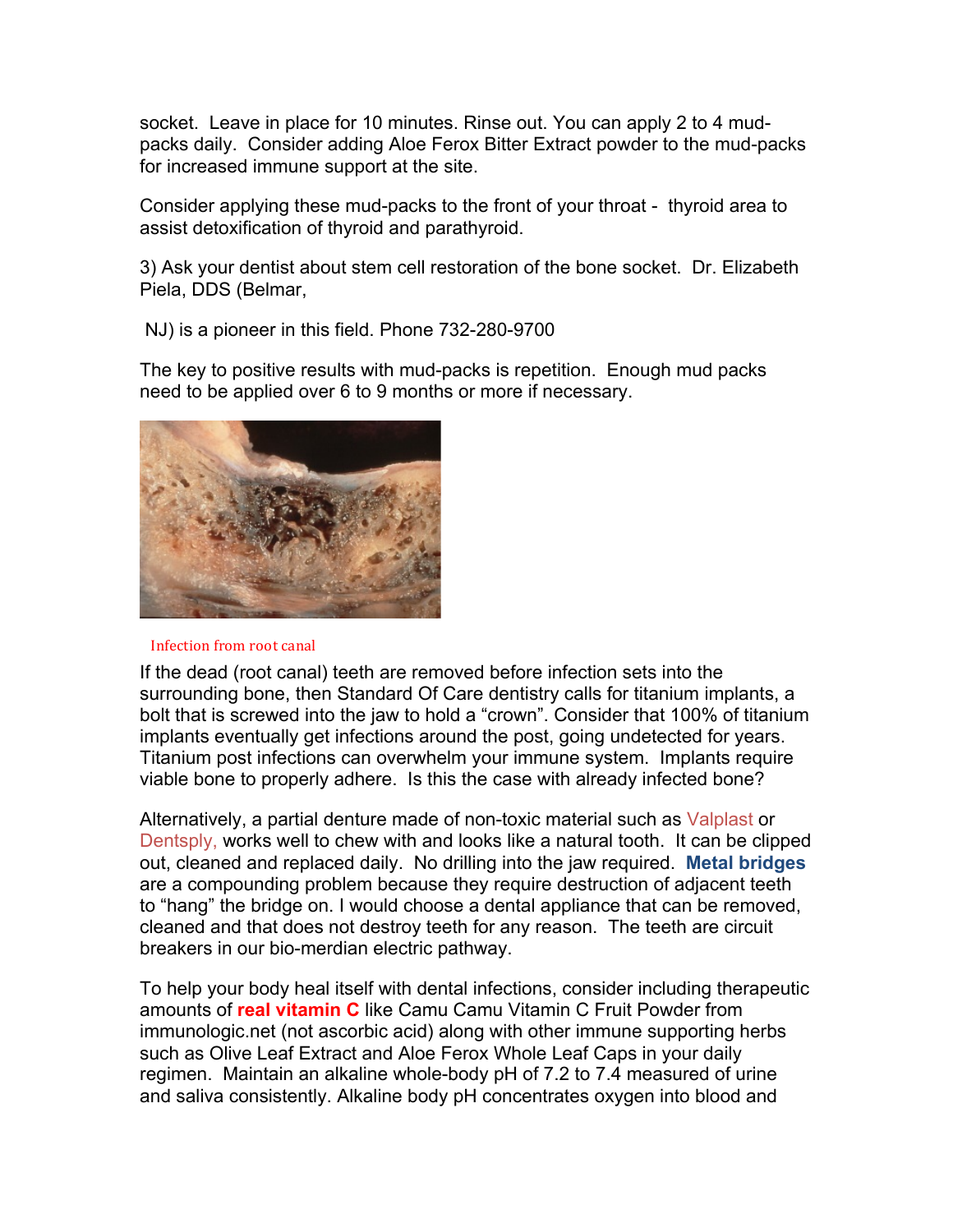socket. Leave in place for 10 minutes. Rinse out. You can apply 2 to 4 mud-packs daily. Consider adding Aloe Ferox Bitter Extract powder to the mud-packs for increased immune support at the site.

Consider applying these mud-packs to the front of your throat - thyroid area to assist detoxification of thyroid and parathyroid.

3) Ask your dentist about stem cell restoration of the bone socket. Dr. Elizabeth Piela, DDS (Belmar,

NJ) is a pioneer in this field. Phone 732-280-9700

The key to positive results with mud-packs is repetition. Enough mud packs need to be applied over 6 to 9 months or more if necessary.

Infection from root canal

If the dead (root canal) teeth are removed before infection sets into the surrounding bone, then Standard Of Care dentistry calls for titanium implants, a bolt that is screwed into the jaw to hold a "crown". Consider that 100% of titanium implants eventually get infections around the post, going undetected for years. Titanium post infections can overwhelm your immune system. Implants require viable bone to properly adhere. Is this the case with already infected bone?

Alternatively, a partial denture made of non-toxic material such as Valplast or Dentsply, works well to chew with and looks like a natural tooth. It can be clipped out, cleaned and replaced daily. No drilling into the jaw required. **Metal bridges** are a compounding problem because they require destruction of adjacent teeth to "hang" the bridge on. I would choose a dental appliance that can be removed, cleaned and that does not destroy teeth for any reason. The teeth are circuit breakers in our bio-merdian electric pathway.

To help your body heal itself with dental infections, consider including therapeutic amounts of **real vitamin C** like Camu Camu Vitamin C Fruit Powder from immunologic.net (not ascorbic acid) along with other immune supporting herbs such as Olive Leaf Extract and Aloe Ferox Whole Leaf Caps in your daily regimen. Maintain an alkaline whole-body pH of 7.2 to 7.4 measured of urine and saliva consistently. Alkaline body pH concentrates oxygen into blood and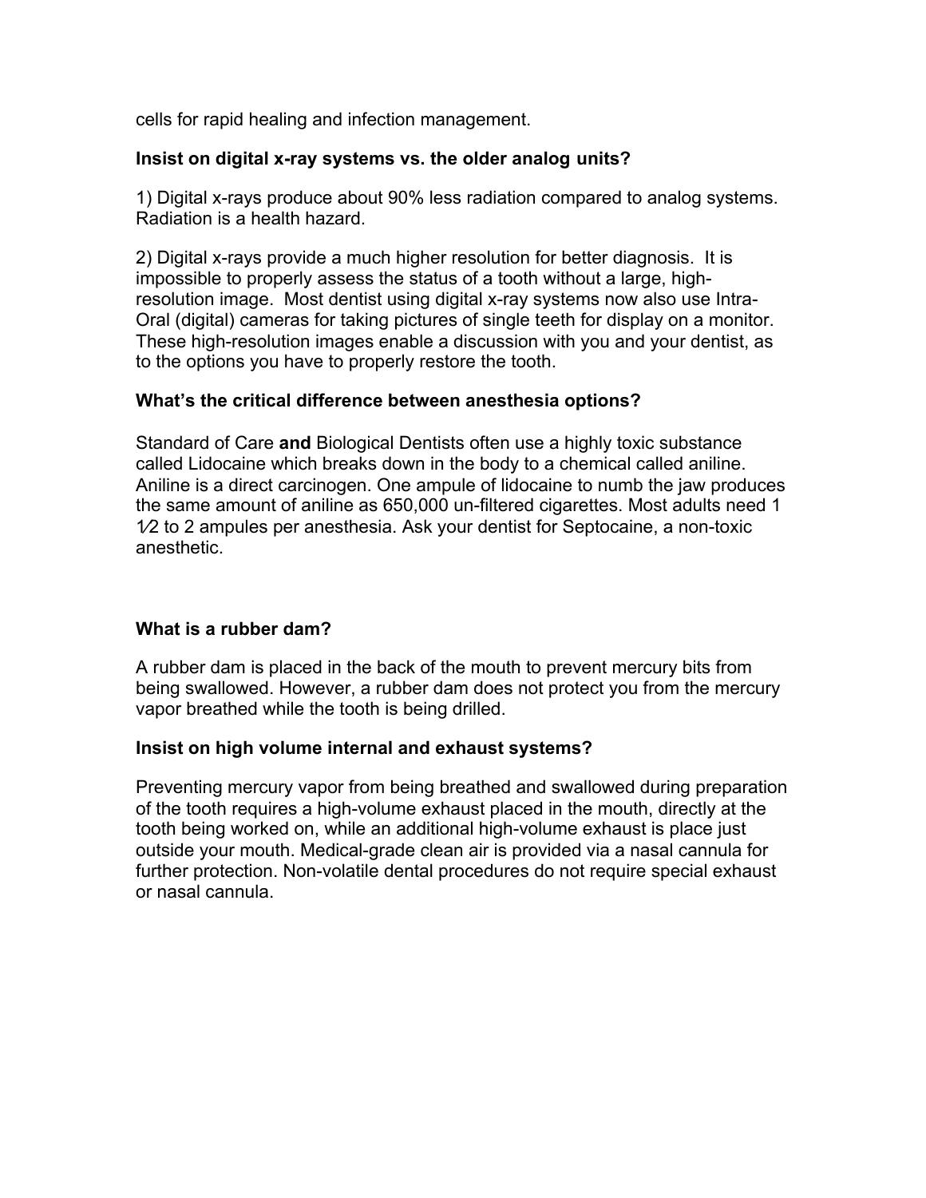cells for rapid healing and infection management.

**Insist on digital x-ray systems vs. the older analog units?**

1) Digital x-rays produce about 90% less radiation compared to analog systems. Radiation is a health hazard.

2) Digital x-rays provide a much higher resolution for better diagnosis. It is impossible to properly assess the status of a tooth without a large, high-resolution image. Most dentist using digital x-ray systems now also use Intra-Oral (digital) cameras for taking pictures of single teeth for display on a monitor. These high-resolution images enable a discussion with you and your dentist, as to the options you have to properly restore the tooth.

**What's the critical difference between anesthesia options?**

Standard of Care **and** Biological Dentists often use a highly toxic substance called Lidocaine which breaks down in the body to a chemical called aniline. Aniline is a direct carcinogen. One ampule of lidocaine to numb the jaw produces the same amount of aniline as 650,000 un-filtered cigarettes. Most adults need 1 1⁄2 to 2 ampules per anesthesia. Ask your dentist for Septocaine, a non-toxic anesthetic.

**What is a rubber dam?**

A rubber dam is placed in the back of the mouth to prevent mercury bits from being swallowed. However, a rubber dam does not protect you from the mercury vapor breathed while the tooth is being drilled.

**Insist on high volume internal and exhaust systems?**

Preventing mercury vapor from being breathed and swallowed during preparation of the tooth requires a high-volume exhaust placed in the mouth, directly at the tooth being worked on, while an additional high-volume exhaust is place just outside your mouth. Medical-grade clean air is provided via a nasal cannula for further protection. Non-volatile dental procedures do not require special exhaust or nasal cannula.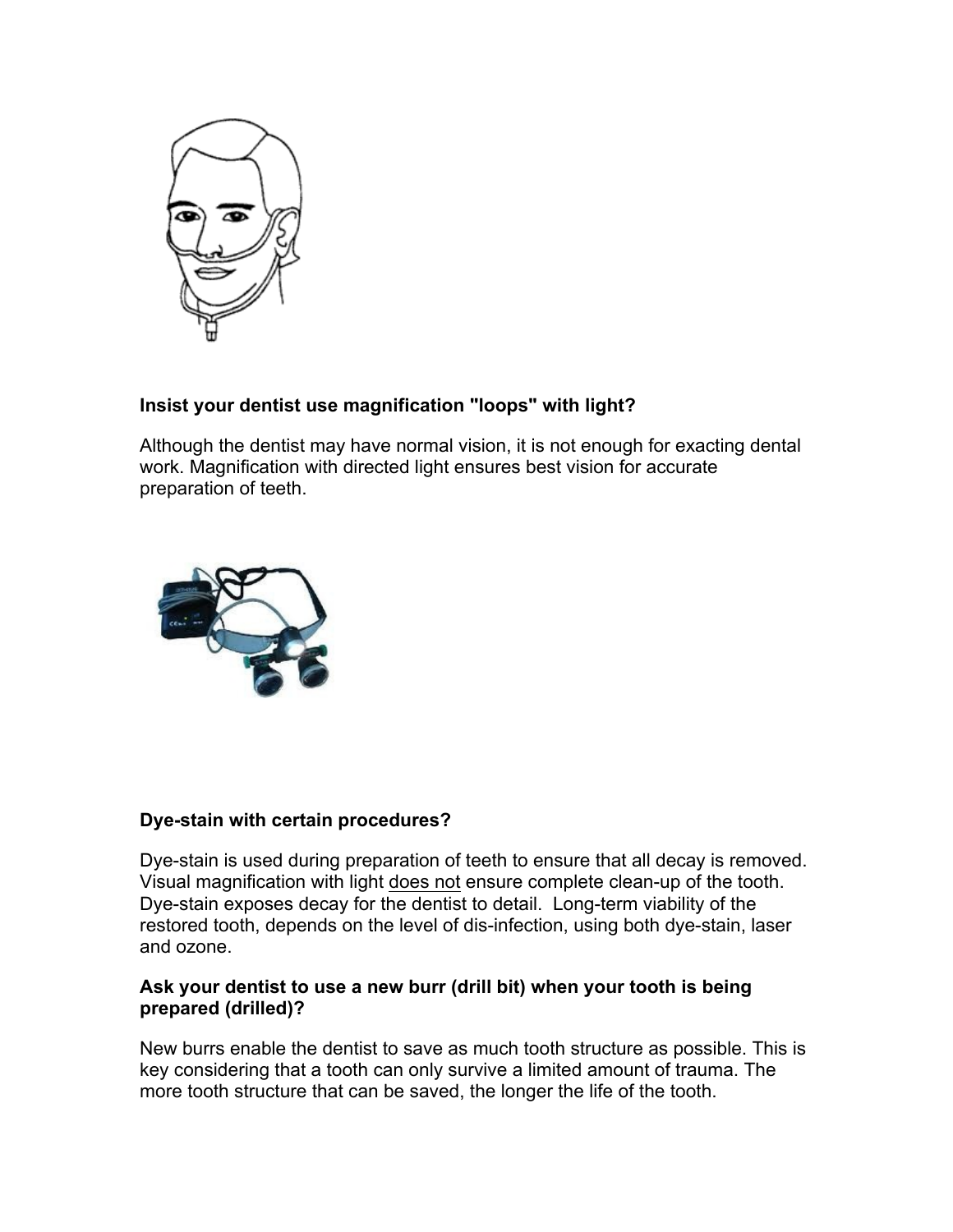**Insist your dentist use magnification "loops" with light?**

Although the dentist may have normal vision, it is not enough for exacting dental work. Magnification with directed light ensures best vision for accurate preparation of teeth.

**Dye-stain with certain procedures?**

Dye-stain is used during preparation of teeth to ensure that all decay is removed. Visual magnification with light does not ensure complete clean-up of the tooth. Dye-stain exposes decay for the dentist to detail. Long-term viability of the restored tooth, depends on the level of dis-infection, using both dye-stain, laser and ozone.

**Ask your dentist to use a new burr (drill bit) when your tooth is being prepared (drilled)?**

New burrs enable the dentist to save as much tooth structure as possible. This is key considering that a tooth can only survive a limited amount of trauma. The more tooth structure that can be saved, the longer the life of the tooth.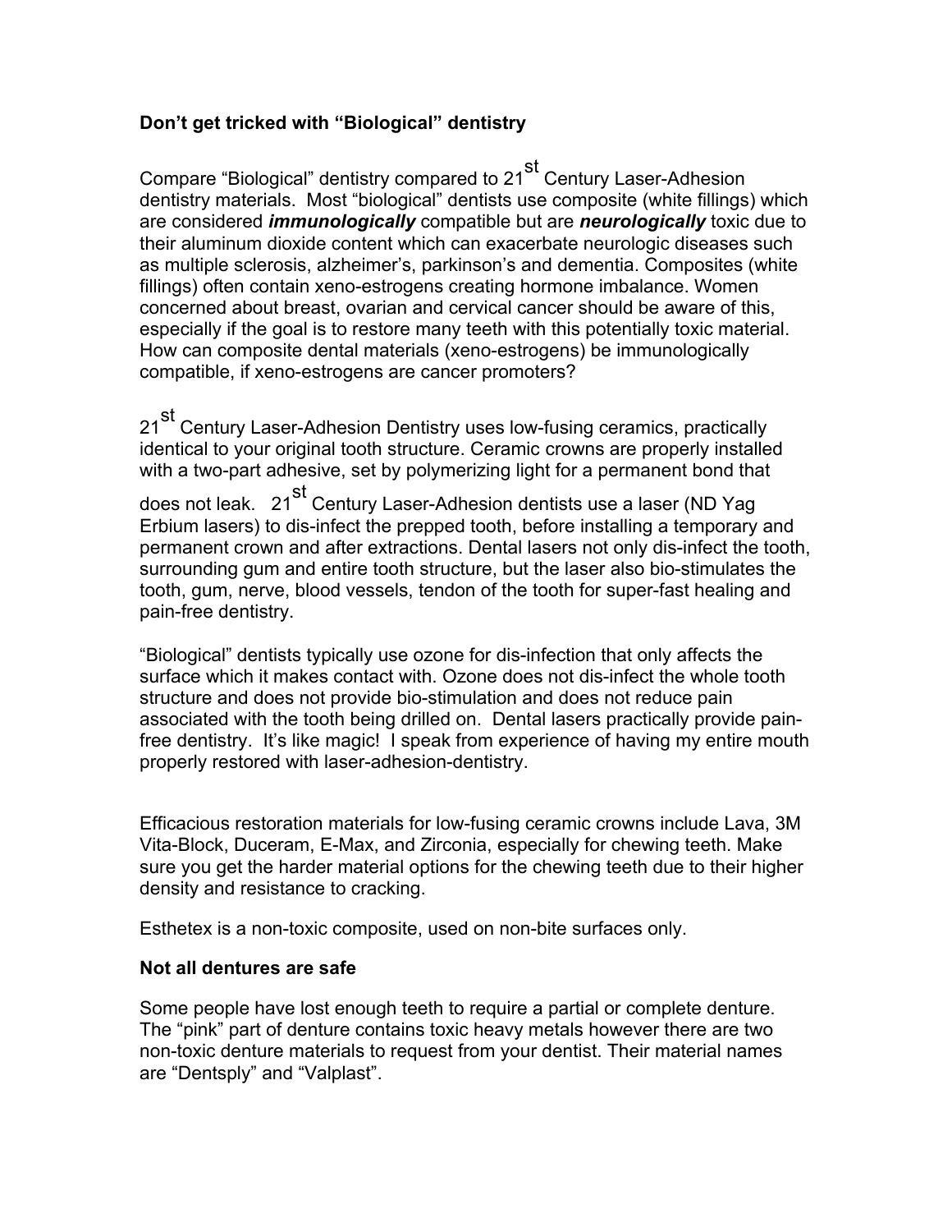**Don't get tricked with "Biological" dentistry**

Compare "Biological" dentistry compared to $21^{st}$ Century Laser-Adhesion dentistry materials. Most "biological" dentists use composite (white fillings) which are considered ***immunologically*** compatible but are ***neurologically*** toxic due to their aluminum dioxide content which can exacerbate neurologic diseases such as multiple sclerosis, alzheimer's, parkinson's and dementia. Composites (white fillings) often contain xeno-estrogens creating hormone imbalance. Women concerned about breast, ovarian and cervical cancer should be aware of this, especially if the goal is to restore many teeth with this potentially toxic material. How can composite dental materials (xeno-estrogens) be immunologically compatible, if xeno-estrogens are cancer promoters?

$21^{st}$ Century Laser-Adhesion Dentistry uses low-fusing ceramics, practically identical to your original tooth structure. Ceramic crowns are properly installed with a two-part adhesive, set by polymerizing light for a permanent bond that does not leak. $21^{st}$ Century Laser-Adhesion dentists use a laser (ND Yag Erbium lasers) to dis-infect the prepped tooth, before installing a temporary and permanent crown and after extractions. Dental lasers not only dis-infect the tooth, surrounding gum and entire tooth structure, but the laser also bio-stimulates the tooth, gum, nerve, blood vessels, tendon of the tooth for super-fast healing and pain-free dentistry.

"Biological" dentists typically use ozone for dis-infection that only affects the surface which it makes contact with. Ozone does not dis-infect the whole tooth structure and does not provide bio-stimulation and does not reduce pain associated with the tooth being drilled on. Dental lasers practically provide pain-free dentistry. It's like magic! I speak from experience of having my entire mouth properly restored with laser-adhesion-dentistry.

Efficacious restoration materials for low-fusing ceramic crowns include Lava, 3M Vita-Block, Duceram, E-Max, and Zirconia, especially for chewing teeth. Make sure you get the harder material options for the chewing teeth due to their higher density and resistance to cracking.

Esthetex is a non-toxic composite, used on non-bite surfaces only.

**Not all dentures are safe**

Some people have lost enough teeth to require a partial or complete denture. The "pink" part of denture contains toxic heavy metals however there are two non-toxic denture materials to request from your dentist. Their material names are "Dentsply" and "Valplast".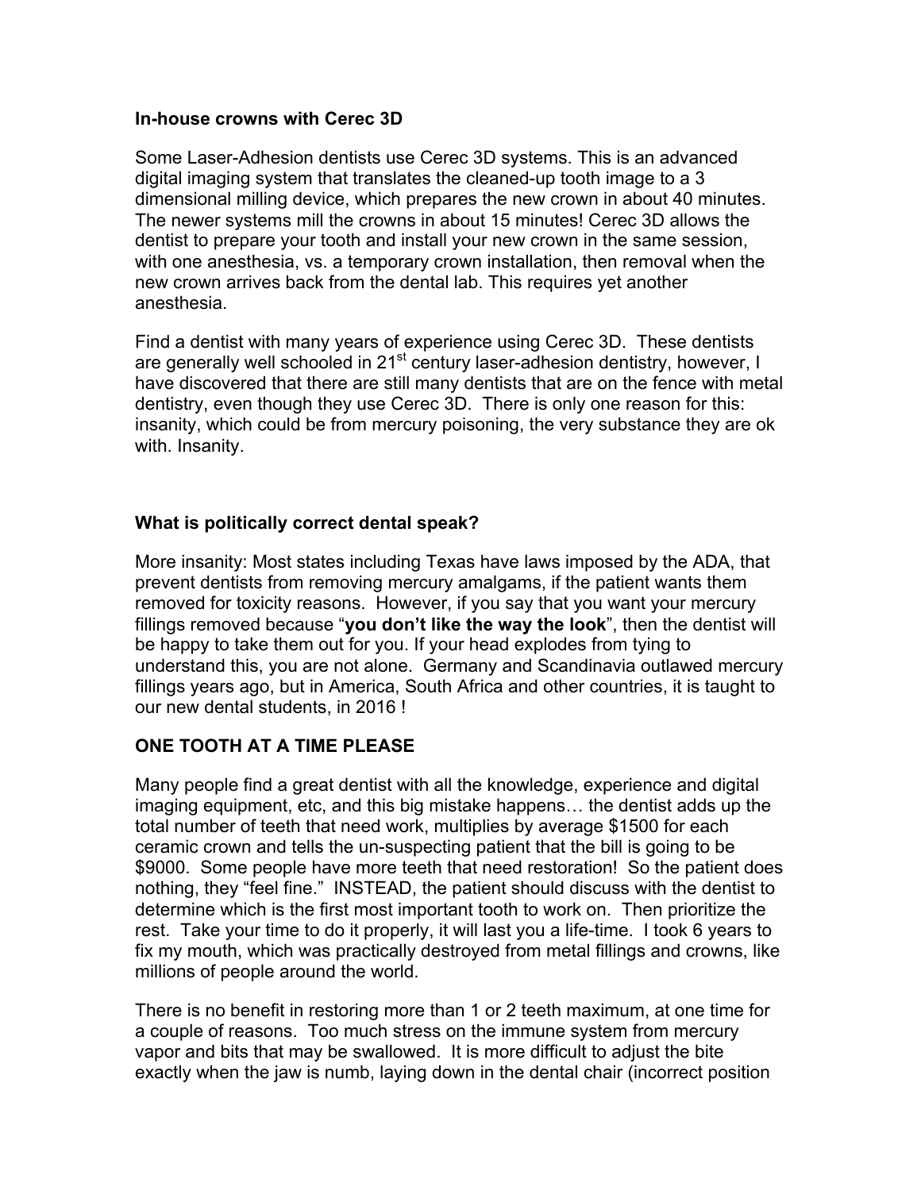### In-house crowns with Cerec 3D

Some Laser-Adhesion dentists use Cerec 3D systems. This is an advanced digital imaging system that translates the cleaned-up tooth image to a 3 dimensional milling device, which prepares the new crown in about 40 minutes. The newer systems mill the crowns in about 15 minutes! Cerec 3D allows the dentist to prepare your tooth and install your new crown in the same session, with one anesthesia, vs. a temporary crown installation, then removal when the new crown arrives back from the dental lab. This requires yet another anesthesia.

Find a dentist with many years of experience using Cerec 3D. These dentists are generally well schooled in 21st century laser-adhesion dentistry, however, I have discovered that there are still many dentists that are on the fence with metal dentistry, even though they use Cerec 3D. There is only one reason for this: insanity, which could be from mercury poisoning, the very substance they are ok with. Insanity.

### What is politically correct dental speak?

More insanity: Most states including Texas have laws imposed by the ADA, that prevent dentists from removing mercury amalgams, if the patient wants them removed for toxicity reasons. However, if you say that you want your mercury fillings removed because "**you don't like the way the look**", then the dentist will be happy to take them out for you. If your head explodes from tying to understand this, you are not alone. Germany and Scandinavia outlawed mercury fillings years ago, but in America, South Africa and other countries, it is taught to our new dental students, in 2016 !

### ONE TOOTH AT A TIME PLEASE

Many people find a great dentist with all the knowledge, experience and digital imaging equipment, etc, and this big mistake happens… the dentist adds up the total number of teeth that need work, multiplies by average $1500 for each ceramic crown and tells the un-suspecting patient that the bill is going to be $9000. Some people have more teeth that need restoration! So the patient does nothing, they "feel fine." INSTEAD, the patient should discuss with the dentist to determine which is the first most important tooth to work on. Then prioritize the rest. Take your time to do it properly, it will last you a life-time. I took 6 years to fix my mouth, which was practically destroyed from metal fillings and crowns, like millions of people around the world.

There is no benefit in restoring more than 1 or 2 teeth maximum, at one time for a couple of reasons. Too much stress on the immune system from mercury vapor and bits that may be swallowed. It is more difficult to adjust the bite exactly when the jaw is numb, laying down in the dental chair (incorrect position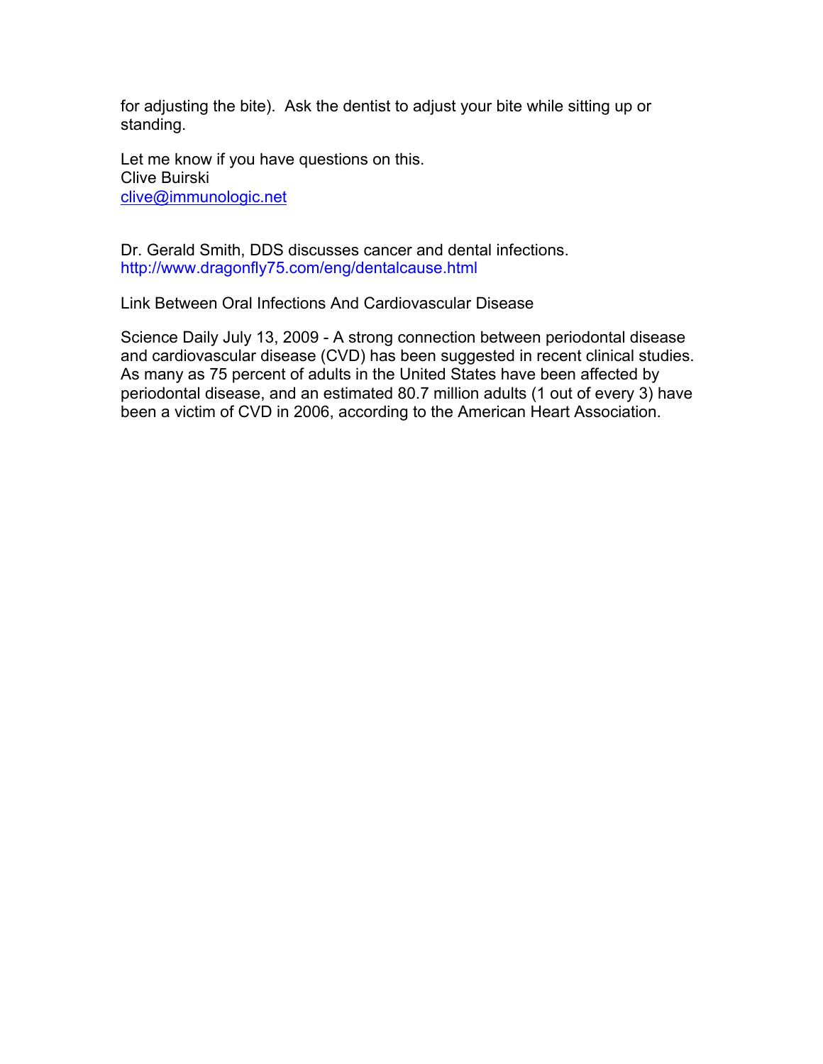for adjusting the bite). Ask the dentist to adjust your bite while sitting up or standing.

Let me know if you have questions on this.
Clive Buirski
clive@immunologic.net

Dr. Gerald Smith, DDS discusses cancer and dental infections.
http://www.dragonfly75.com/eng/dentalcause.html

Link Between Oral Infections And Cardiovascular Disease

Science Daily July 13, 2009 - A strong connection between periodontal disease and cardiovascular disease (CVD) has been suggested in recent clinical studies. As many as 75 percent of adults in the United States have been affected by periodontal disease, and an estimated 80.7 million adults (1 out of every 3) have been a victim of CVD in 2006, according to the American Heart Association.